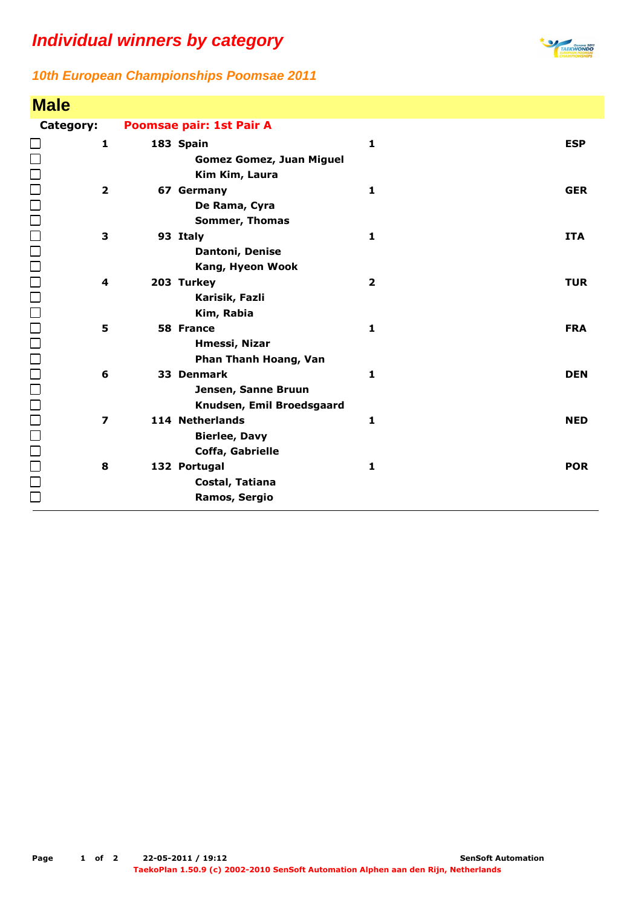# Individual winners by category

## 10th European Championships Poomsae 2011

### Male

**Category:** **Poomsae pair: 1st Pair A**

| Rank | No. | Country / Names | | Code |
|---|---|---|---|---|
| 1 | 183 | **Spain** | 1 | ESP |
| | | Gomez Gomez, Juan Miguel | | |
| | | Kim Kim, Laura | | |
| 2 | 67 | **Germany** | 1 | GER |
| | | De Rama, Cyra | | |
| | | Sommer, Thomas | | |
| 3 | 93 | **Italy** | 1 | ITA |
| | | Dantoni, Denise | | |
| | | Kang, Hyeon Wook | | |
| 4 | 203 | **Turkey** | 2 | TUR |
| | | Karisik, Fazli | | |
| | | Kim, Rabia | | |
| 5 | 58 | **France** | 1 | FRA |
| | | Hmessi, Nizar | | |
| | | Phan Thanh Hoang, Van | | |
| 6 | 33 | **Denmark** | 1 | DEN |
| | | Jensen, Sanne Bruun | | |
| | | Knudsen, Emil Broedsgaard | | |
| 7 | 114 | **Netherlands** | 1 | NED |
| | | Bierlee, Davy | | |
| | | Coffa, Gabrielle | | |
| 8 | 132 | **Portugal** | 1 | POR |
| | | Costal, Tatiana | | |
| | | Ramos, Sergio | | |

22-05-2011 / 19:12 — SenSoft Automation

TaekoPlan 1.50.9 (c) 2002-2010 SenSoft Automation Alphen aan den Rijn, Netherlands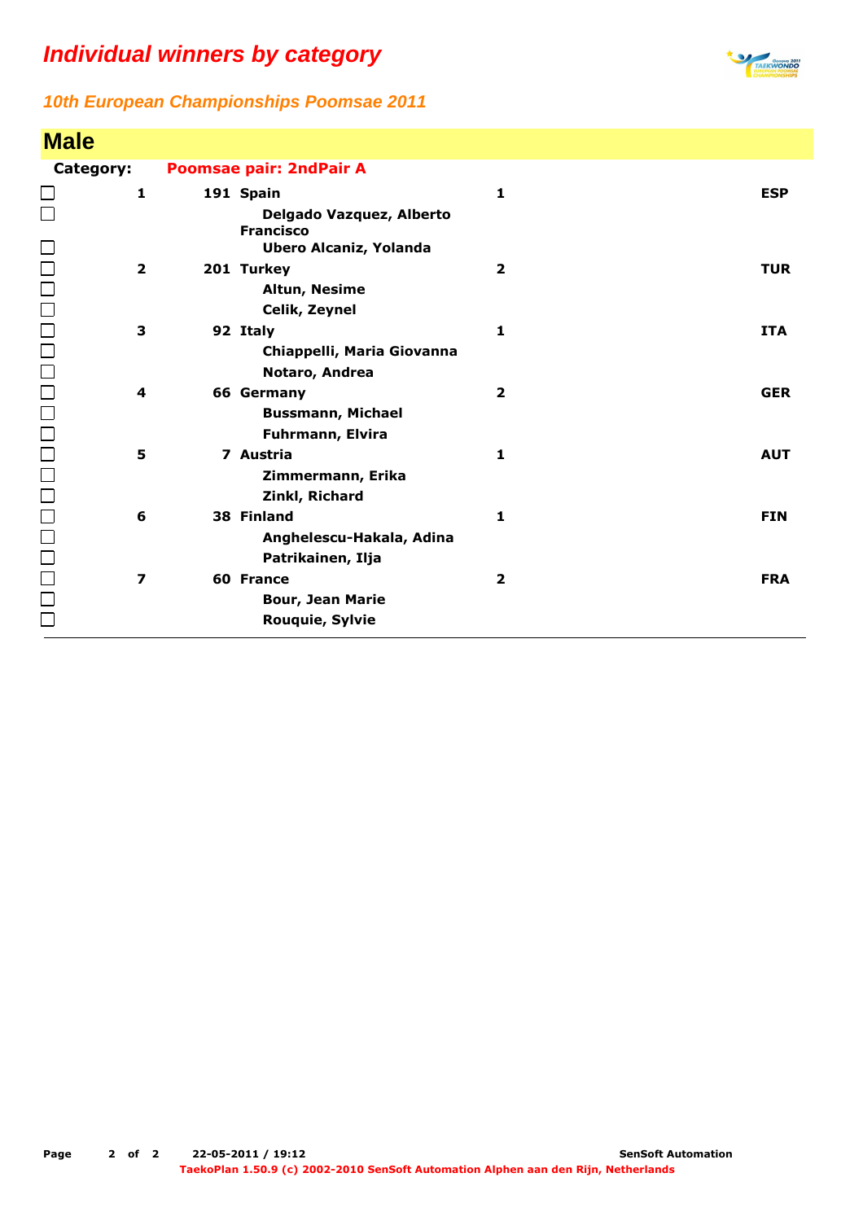# Individual winners by category

## 10th European Championships Poomsae 2011

### Male

**Category:** **Poomsae pair: 2ndPair A**

| | | | | | |
|---|---|---|---|---|---|
| ☐ | 1 | 191 | Spain | 1 | ESP |
| ☐ | | | Delgado Vazquez, Alberto Francisco | | |
| ☐ | | | Ubero Alcaniz, Yolanda | | |
| ☐ | 2 | 201 | Turkey | 2 | TUR |
| ☐ | | | Altun, Nesime | | |
| ☐ | | | Celik, Zeynel | | |
| ☐ | 3 | 92 | Italy | 1 | ITA |
| ☐ | | | Chiappelli, Maria Giovanna | | |
| ☐ | | | Notaro, Andrea | | |
| ☐ | 4 | 66 | Germany | 2 | GER |
| ☐ | | | Bussmann, Michael | | |
| ☐ | | | Fuhrmann, Elvira | | |
| ☐ | 5 | 7 | Austria | 1 | AUT |
| ☐ | | | Zimmermann, Erika | | |
| ☐ | | | Zinkl, Richard | | |
| ☐ | 6 | 38 | Finland | 1 | FIN |
| ☐ | | | Anghelescu-Hakala, Adina | | |
| ☐ | | | Patrikainen, Ilja | | |
| ☐ | 7 | 60 | France | 2 | FRA |
| ☐ | | | Bour, Jean Marie | | |
| ☐ | | | Rouquie, Sylvie | | |

22-05-2011 / 19:12 SenSoft Automation

TaekoPlan 1.50.9 (c) 2002-2010 SenSoft Automation Alphen aan den Rijn, Netherlands